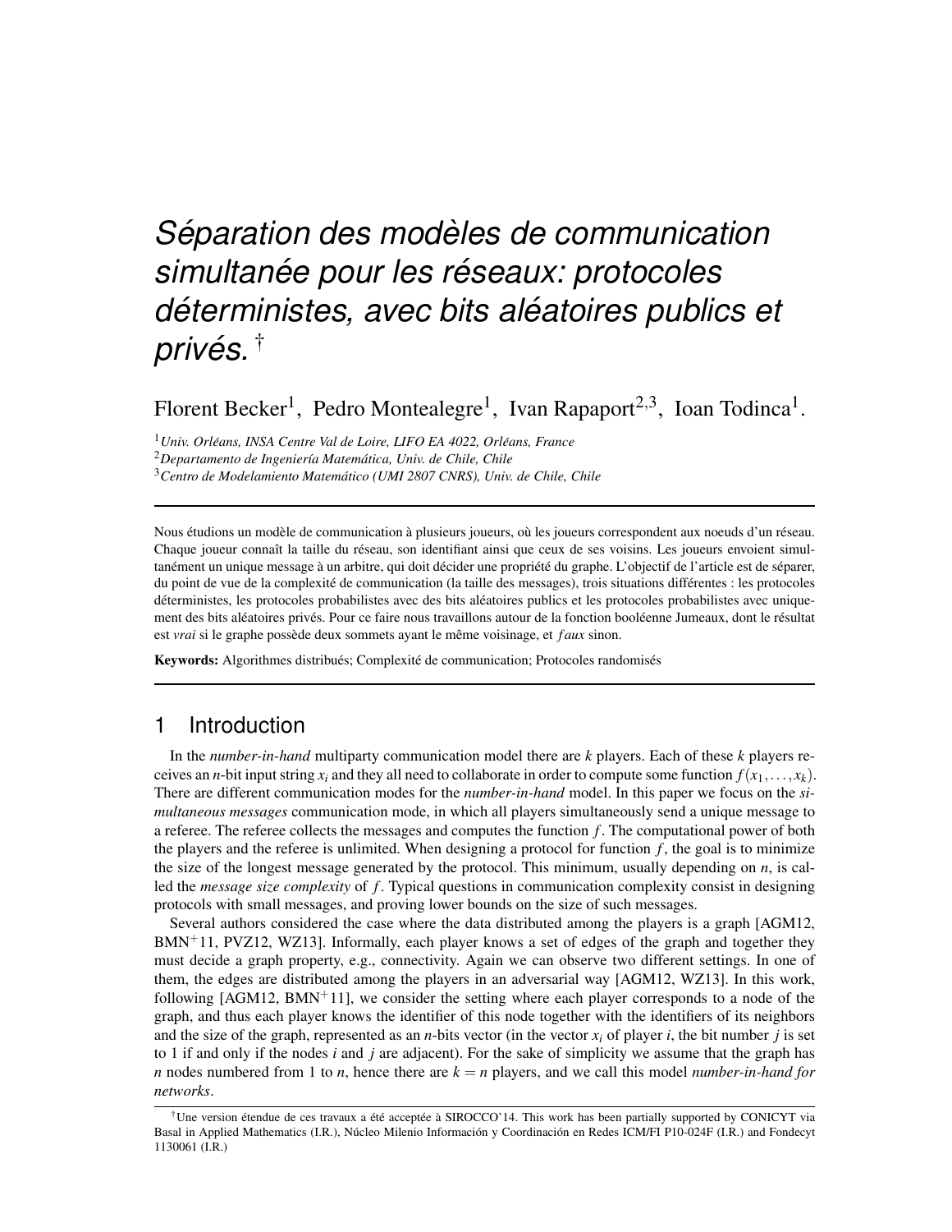# Séparation des modèles de communication simultanée pour les réseaux: protocoles déterministes, avec bits aléatoires publics et privés. †

Florent Becker[1], Pedro Montealegre[1], Ivan Rapaport[2,3], Ioan Todinca[1].

[1] *Univ. Orléans, INSA Centre Val de Loire, LIFO EA 4022, Orléans, France*
[2] *Departamento de Ingeniería Matemática, Univ. de Chile, Chile*
[3] *Centro de Modelamiento Matemático (UMI 2807 CNRS), Univ. de Chile, Chile*

---

Nous étudions un modèle de communication à plusieurs joueurs, où les joueurs correspondent aux noeuds d'un réseau. Chaque joueur connaît la taille du réseau, son identifiant ainsi que ceux de ses voisins. Les joueurs envoient simultanément un unique message à un arbitre, qui doit décider une propriété du graphe. L'objectif de l'article est de séparer, du point de vue de la complexité de communication (la taille des messages), trois situations différentes : les protocoles déterministes, les protocoles probabilistes avec des bits aléatoires publics et les protocoles probabilistes avec uniquement des bits aléatoires privés. Pour ce faire nous travaillons autour de la fonction booléenne Jumeaux, dont le résultat est *vrai* si le graphe possède deux sommets ayant le même voisinage, et *faux* sinon.

**Keywords:** Algorithmes distribués; Complexité de communication; Protocoles randomisés

---

## 1 Introduction

In the *number-in-hand* multiparty communication model there are $k$ players. Each of these $k$ players receives an $n$-bit input string $x_i$ and they all need to collaborate in order to compute some function $f(x_1,\ldots,x_k)$. There are different communication modes for the *number-in-hand* model. In this paper we focus on the *simultaneous messages* communication mode, in which all players simultaneously send a unique message to a referee. The referee collects the messages and computes the function $f$. The computational power of both the players and the referee is unlimited. When designing a protocol for function $f$, the goal is to minimize the size of the longest message generated by the protocol. This minimum, usually depending on $n$, is called the *message size complexity* of $f$. Typical questions in communication complexity consist in designing protocols with small messages, and proving lower bounds on the size of such messages.

Several authors considered the case where the data distributed among the players is a graph [AGM12, BMN$^+$11, PVZ12, WZ13]. Informally, each player knows a set of edges of the graph and together they must decide a graph property, e.g., connectivity. Again we can observe two different settings. In one of them, the edges are distributed among the players in an adversarial way [AGM12, WZ13]. In this work, following [AGM12, BMN$^+$11], we consider the setting where each player corresponds to a node of the graph, and thus each player knows the identifier of this node together with the identifiers of its neighbors and the size of the graph, represented as an $n$-bits vector (in the vector $x_i$ of player $i$, the bit number $j$ is set to 1 if and only if the nodes $i$ and $j$ are adjacent). For the sake of simplicity we assume that the graph has $n$ nodes numbered from 1 to $n$, hence there are $k = n$ players, and we call this model *number-in-hand for networks*.

---

†Une version étendue de ces travaux a été acceptée à SIROCCO'14. This work has been partially supported by CONICYT via Basal in Applied Mathematics (I.R.), Núcleo Milenio Información y Coordinación en Redes ICM/FI P10-024F (I.R.) and Fondecyt 1130061 (I.R.)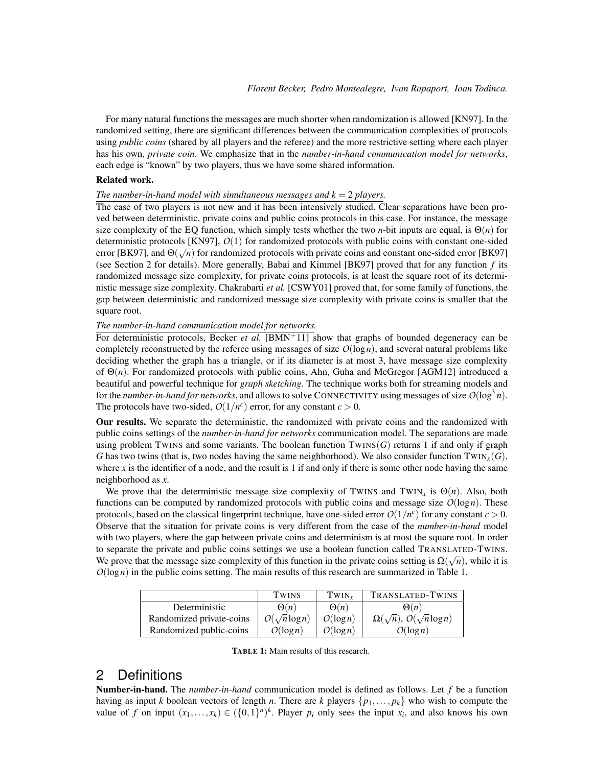For many natural functions the messages are much shorter when randomization is allowed [KN97]. In the randomized setting, there are significant differences between the communication complexities of protocols using *public coins* (shared by all players and the referee) and the more restrictive setting where each player has his own, *private coin*. We emphasize that in the *number-in-hand communication model for networks*, each edge is "known" by two players, thus we have some shared information.

**Related work.**

*The number-in-hand model with simultaneous messages and $k = 2$ players.*

The case of two players is not new and it has been intensively studied. Clear separations have been proved between deterministic, private coins and public coins protocols in this case. For instance, the message size complexity of the EQ function, which simply tests whether the two $n$-bit inputs are equal, is $\Theta(n)$ for deterministic protocols [KN97], $O(1)$ for randomized protocols with public coins with constant one-sided error [BK97], and $\Theta(\sqrt{n})$ for randomized protocols with private coins and constant one-sided error [BK97] (see Section 2 for details). More generally, Babai and Kimmel [BK97] proved that for any function $f$ its randomized message size complexity, for private coins protocols, is at least the square root of its deterministic message size complexity. Chakrabarti *et al.* [CSWY01] proved that, for some family of functions, the gap between deterministic and randomized message size complexity with private coins is smaller that the square root.

*The number-in-hand communication model for networks.*

For deterministic protocols, Becker *et al.* [BMN+11] show that graphs of bounded degeneracy can be completely reconstructed by the referee using messages of size $O(\log n)$, and several natural problems like deciding whether the graph has a triangle, or if its diameter is at most 3, have message size complexity of $\Theta(n)$. For randomized protocols with public coins, Ahn, Guha and McGregor [AGM12] introduced a beautiful and powerful technique for *graph sketching*. The technique works both for streaming models and for the *number-in-hand for networks*, and allows to solve CONNECTIVITY using messages of size $O(\log^3 n)$. The protocols have two-sided, $O(1/n^c)$ error, for any constant $c > 0$.

**Our results.** We separate the deterministic, the randomized with private coins and the randomized with public coins settings of the *number-in-hand for networks* communication model. The separations are made using problem TWINS and some variants. The boolean function TWINS$(G)$ returns 1 if and only if graph $G$ has two twins (that is, two nodes having the same neighborhood). We also consider function TWIN$_x(G)$, where $x$ is the identifier of a node, and the result is 1 if and only if there is some other node having the same neighborhood as $x$.

We prove that the deterministic message size complexity of TWINS and TWIN$_x$ is $\Theta(n)$. Also, both functions can be computed by randomized protocols with public coins and message size $O(\log n)$. These protocols, based on the classical fingerprint technique, have one-sided error $O(1/n^c)$ for any constant $c > 0$. Observe that the situation for private coins is very different from the case of the *number-in-hand* model with two players, where the gap between private coins and determinism is at most the square root. In order to separate the private and public coins settings we use a boolean function called TRANSLATED-TWINS. We prove that the message size complexity of this function in the private coins setting is $\Omega(\sqrt{n})$, while it is $O(\log n)$ in the public coins setting. The main results of this research are summarized in Table 1.

| | TWINS | TWIN$_x$ | TRANSLATED-TWINS |
|---|---|---|---|
| Deterministic | $\Theta(n)$ | $\Theta(n)$ | $\Theta(n)$ |
| Randomized private-coins | $O(\sqrt{n}\log n)$ | $O(\log n)$ | $\Omega(\sqrt{n})$, $O(\sqrt{n}\log n)$ |
| Randomized public-coins | $O(\log n)$ | $O(\log n)$ | $O(\log n)$ |

**TABLE 1:** Main results of this research.

## 2 Definitions

**Number-in-hand.** The *number-in-hand* communication model is defined as follows. Let $f$ be a function having as input $k$ boolean vectors of length $n$. There are $k$ players $\{p_1, \ldots, p_k\}$ who wish to compute the value of $f$ on input $(x_1, \ldots, x_k) \in (\{0,1\}^n)^k$. Player $p_i$ only sees the input $x_i$, and also knows his own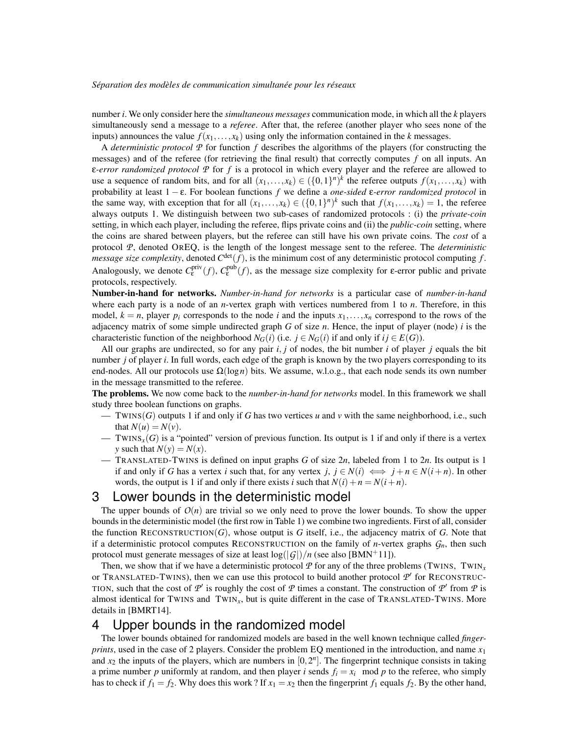number $i$. We only consider here the *simultaneous messages* communication mode, in which all the $k$ players simultaneously send a message to a *referee*. After that, the referee (another player who sees none of the inputs) announces the value $f(x_1,\ldots,x_k)$ using only the information contained in the $k$ messages.

A *deterministic protocol* $\mathcal{P}$ for function $f$ describes the algorithms of the players (for constructing the messages) and of the referee (for retrieving the final result) that correctly computes $f$ on all inputs. An *ε-error randomized protocol* $\mathcal{P}$ for $f$ is a protocol in which every player and the referee are allowed to use a sequence of random bits, and for all $(x_1,\ldots,x_k) \in (\{0,1\}^n)^k$ the referee outputs $f(x_1,\ldots,x_k)$ with probability at least $1-\varepsilon$. For boolean functions $f$ we define a *one-sided ε-error randomized protocol* in the same way, with exception that for all $(x_1,\ldots,x_k) \in (\{0,1\}^n)^k$ such that $f(x_1,\ldots,x_k) = 1$, the referee always outputs 1. We distinguish between two sub-cases of randomized protocols : (i) the *private-coin* setting, in which each player, including the referee, flips private coins and (ii) the *public-coin* setting, where the coins are shared between players, but the referee can still have his own private coins. The *cost* of a protocol $\mathcal{P}$, denoted OREQ, is the length of the longest message sent to the referee. The *deterministic message size complexity*, denoted $C^{\text{det}}(f)$, is the minimum cost of any deterministic protocol computing $f$. Analogously, we denote $C^{\text{priv}}_{\varepsilon}(f)$, $C^{\text{pub}}_{\varepsilon}(f)$, as the message size complexity for ε-error public and private protocols, respectively.

**Number-in-hand for networks.** *Number-in-hand for networks* is a particular case of *number-in-hand* where each party is a node of an $n$-vertex graph with vertices numbered from 1 to $n$. Therefore, in this model, $k = n$, player $p_i$ corresponds to the node $i$ and the inputs $x_1,\ldots,x_n$ correspond to the rows of the adjacency matrix of some simple undirected graph $G$ of size $n$. Hence, the input of player (node) $i$ is the characteristic function of the neighborhood $N_G(i)$ (i.e. $j \in N_G(i)$ if and only if $ij \in E(G)$).

All our graphs are undirected, so for any pair $i, j$ of nodes, the bit number $i$ of player $j$ equals the bit number $j$ of player $i$. In full words, each edge of the graph is known by the two players corresponding to its end-nodes. All our protocols use $\Omega(\log n)$ bits. We assume, w.l.o.g., that each node sends its own number in the message transmitted to the referee.

**The problems.** We now come back to the *number-in-hand for networks* model. In this framework we shall study three boolean functions on graphs.

- TWINS$(G)$ outputs 1 if and only if $G$ has two vertices $u$ and $v$ with the same neighborhood, i.e., such that $N(u) = N(v)$.
- TWINS$_x(G)$ is a "pointed" version of previous function. Its output is 1 if and only if there is a vertex $y$ such that $N(y) = N(x)$.
- TRANSLATED-TWINS is defined on input graphs $G$ of size $2n$, labeled from 1 to $2n$. Its output is 1 if and only if $G$ has a vertex $i$ such that, for any vertex $j$, $j \in N(i) \iff j+n \in N(i+n)$. In other words, the output is 1 if and only if there exists $i$ such that $N(i)+n = N(i+n)$.

# 3 Lower bounds in the deterministic model

The upper bounds of $O(n)$ are trivial so we only need to prove the lower bounds. To show the upper bounds in the deterministic model (the first row in Table 1) we combine two ingredients. First of all, consider the function RECONSTRUCTION$(G)$, whose output is $G$ itself, i.e., the adjacency matrix of $G$. Note that if a deterministic protocol computes RECONSTRUCTION on the family of $n$-vertex graphs $\mathcal{G}_n$, then such protocol must generate messages of size at least $\log(|\mathcal{G}|)/n$ (see also [BMN+11]).

Then, we show that if we have a deterministic protocol $\mathcal{P}$ for any of the three problems (TWINS, TWIN$_x$ or TRANSLATED-TWINS), then we can use this protocol to build another protocol $\mathcal{P}'$ for RECONSTRUCTION, such that the cost of $\mathcal{P}'$ is roughly the cost of $\mathcal{P}$ times a constant. The construction of $\mathcal{P}'$ from $\mathcal{P}$ is almost identical for TWINS and TWIN$_x$, but is quite different in the case of TRANSLATED-TWINS. More details in [BMRT14].

# 4 Upper bounds in the randomized model

The lower bounds obtained for randomized models are based in the well known technique called *fingerprints*, used in the case of 2 players. Consider the problem EQ mentioned in the introduction, and name $x_1$ and $x_2$ the inputs of the players, which are numbers in $[0,2^n]$. The fingerprint technique consists in taking a prime number $p$ uniformly at random, and then player $i$ sends $f_i = x_i \mod p$ to the referee, who simply has to check if $f_1 = f_2$. Why does this work ? If $x_1 = x_2$ then the fingerprint $f_1$ equals $f_2$. By the other hand,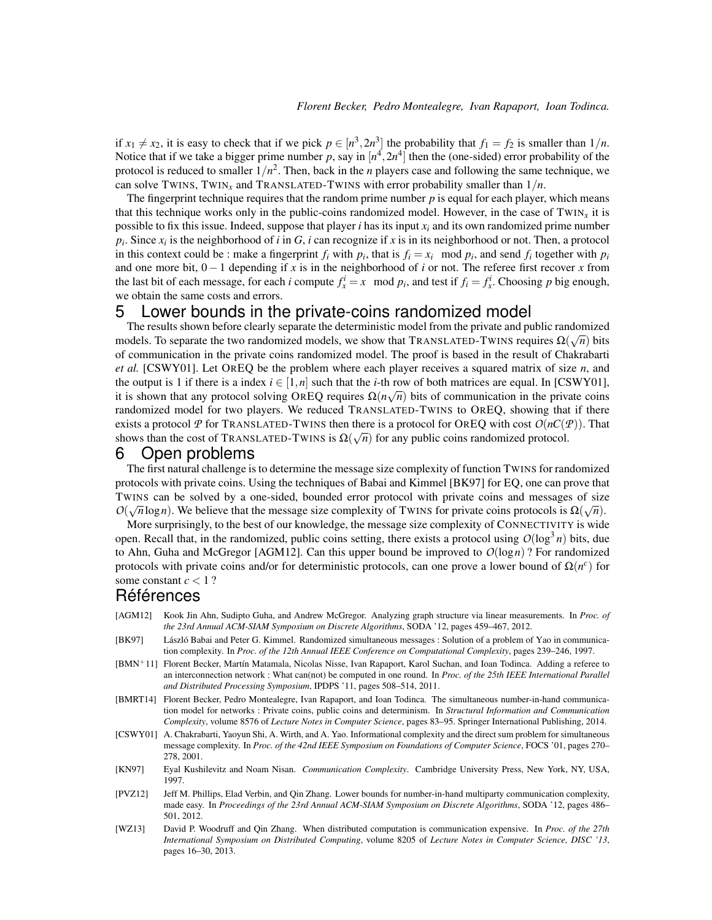if $x_1 \neq x_2$, it is easy to check that if we pick $p \in [n^3, 2n^3]$ the probability that $f_1 = f_2$ is smaller than $1/n$. Notice that if we take a bigger prime number $p$, say in $[n^4, 2n^4]$ then the (one-sided) error probability of the protocol is reduced to smaller $1/n^2$. Then, back in the $n$ players case and following the same technique, we can solve TWINS, TWIN$_x$ and TRANSLATED-TWINS with error probability smaller than $1/n$.

The fingerprint technique requires that the random prime number $p$ is equal for each player, which means that this technique works only in the public-coins randomized model. However, in the case of TWIN$_x$ it is possible to fix this issue. Indeed, suppose that player $i$ has its input $x_i$ and its own randomized prime number $p_i$. Since $x_i$ is the neighborhood of $i$ in $G$, $i$ can recognize if $x$ is in its neighborhood or not. Then, a protocol in this context could be : make a fingerprint $f_i$ with $p_i$, that is $f_i = x_i \mod p_i$, and send $f_i$ together with $p_i$ and one more bit, $0-1$ depending if $x$ is in the neighborhood of $i$ or not. The referee first recover $x$ from the last bit of each message, for each $i$ compute $f_x^i = x \mod p_i$, and test if $f_i = f_x^i$. Choosing $p$ big enough, we obtain the same costs and errors.

# 5 Lower bounds in the private-coins randomized model

The results shown before clearly separate the deterministic model from the private and public randomized models. To separate the two randomized models, we show that TRANSLATED-TWINS requires $\Omega(\sqrt{n})$ bits of communication in the private coins randomized model. The proof is based in the result of Chakrabarti *et al.* [CSWY01]. Let OREQ be the problem where each player receives a squared matrix of size $n$, and the output is 1 if there is a index $i \in [1,n]$ such that the $i$-th row of both matrices are equal. In [CSWY01], it is shown that any protocol solving OREQ requires $\Omega(n\sqrt{n})$ bits of communication in the private coins randomized model for two players. We reduced TRANSLATED-TWINS to OREQ, showing that if there exists a protocol $\mathcal{P}$ for TRANSLATED-TWINS then there is a protocol for OREQ with cost $O(nC(\mathcal{P}))$. That shows than the cost of TRANSLATED-TWINS is $\Omega(\sqrt{n})$ for any public coins randomized protocol.

# 6 Open problems

The first natural challenge is to determine the message size complexity of function TWINS for randomized protocols with private coins. Using the techniques of Babai and Kimmel [BK97] for EQ, one can prove that TWINS can be solved by a one-sided, bounded error protocol with private coins and messages of size $O(\sqrt{n}\log n)$. We believe that the message size complexity of TWINS for private coins protocols is $\Omega(\sqrt{n})$.

More surprisingly, to the best of our knowledge, the message size complexity of CONNECTIVITY is wide open. Recall that, in the randomized, public coins setting, there exists a protocol using $O(\log^3 n)$ bits, due to Ahn, Guha and McGregor [AGM12]. Can this upper bound be improved to $O(\log n)$ ? For randomized protocols with private coins and/or for deterministic protocols, can one prove a lower bound of $\Omega(n^c)$ for some constant $c < 1$ ?

# Références

[AGM12] Kook Jin Ahn, Sudipto Guha, and Andrew McGregor. Analyzing graph structure via linear measurements. In *Proc. of the 23rd Annual ACM-SIAM Symposium on Discrete Algorithms*, SODA '12, pages 459–467, 2012.

[BK97] László Babai and Peter G. Kimmel. Randomized simultaneous messages : Solution of a problem of Yao in communication complexity. In *Proc. of the 12th Annual IEEE Conference on Computational Complexity*, pages 239–246, 1997.

[BMN+11] Florent Becker, Martín Matamala, Nicolas Nisse, Ivan Rapaport, Karol Suchan, and Ioan Todinca. Adding a referee to an interconnection network : What can(not) be computed in one round. In *Proc. of the 25th IEEE International Parallel and Distributed Processing Symposium*, IPDPS '11, pages 508–514, 2011.

[BMRT14] Florent Becker, Pedro Montealegre, Ivan Rapaport, and Ioan Todinca. The simultaneous number-in-hand communication model for networks : Private coins, public coins and determinism. In *Structural Information and Communication Complexity*, volume 8576 of *Lecture Notes in Computer Science*, pages 83–95. Springer International Publishing, 2014.

[CSWY01] A. Chakrabarti, Yaoyun Shi, A. Wirth, and A. Yao. Informational complexity and the direct sum problem for simultaneous message complexity. In *Proc. of the 42nd IEEE Symposium on Foundations of Computer Science*, FOCS '01, pages 270–278, 2001.

[KN97] Eyal Kushilevitz and Noam Nisan. *Communication Complexity*. Cambridge University Press, New York, NY, USA, 1997.

[PVZ12] Jeff M. Phillips, Elad Verbin, and Qin Zhang. Lower bounds for number-in-hand multiparty communication complexity, made easy. In *Proceedings of the 23rd Annual ACM-SIAM Symposium on Discrete Algorithms*, SODA '12, pages 486–501, 2012.

[WZ13] David P. Woodruff and Qin Zhang. When distributed computation is communication expensive. In *Proc. of the 27th International Symposium on Distributed Computing*, volume 8205 of *Lecture Notes in Computer Science, DISC '13*, pages 16–30, 2013.